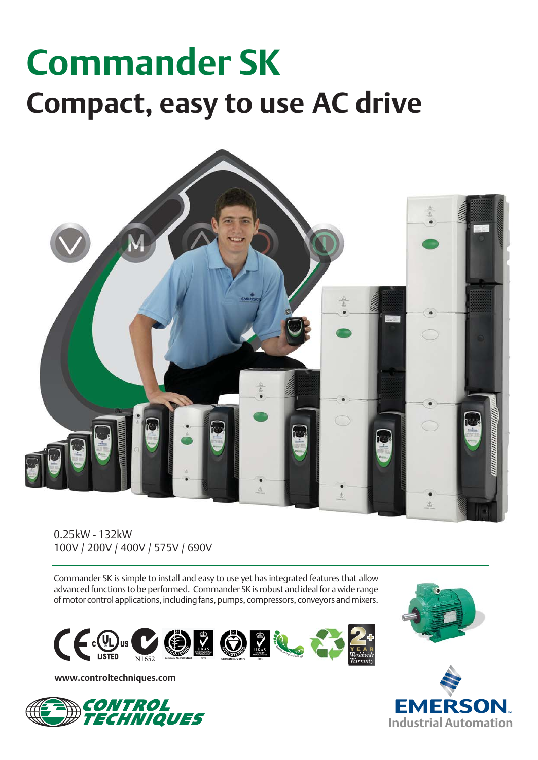# Commander SK

## Compact, easy to use AC drive

0.25kW - 132kW
100V / 200V / 400V / 575V / 690V

Commander SK is simple to install and easy to use yet has integrated features that allow advanced functions to be performed. Commander SK is robust and ideal for a wide range of motor control applications, including fans, pumps, compressors, conveyors and mixers.

www.controltechniques.com

CONTROL TECHNIQUES

EMERSON. Industrial Automation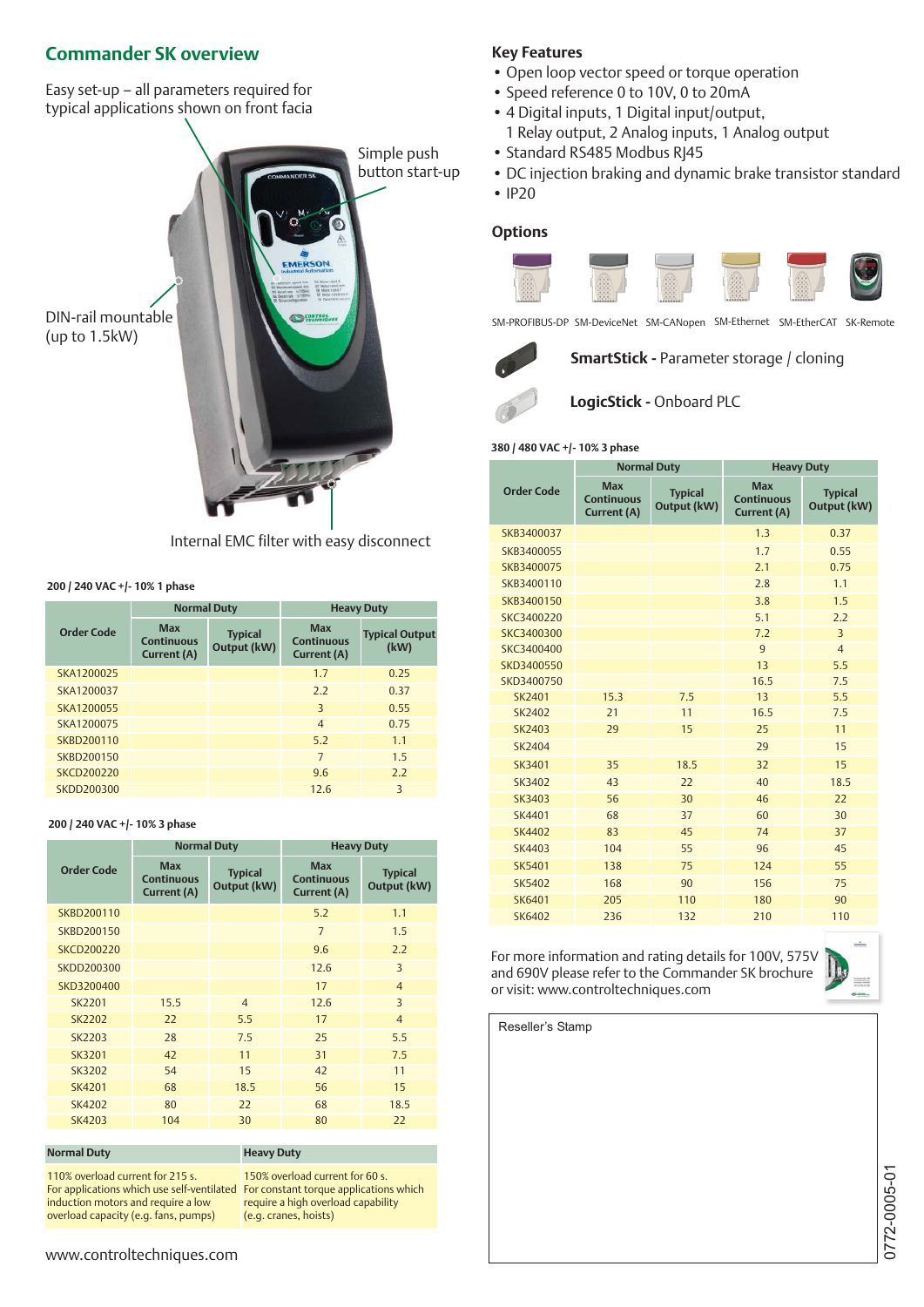## Commander SK overview

Easy set-up – all parameters required for typical applications shown on front facia

Simple push button start-up

DIN-rail mountable (up to 1.5kW)

Internal EMC filter with easy disconnect

**200 / 240 VAC +/- 10% 1 phase**

| Order Code | Normal Duty | | Heavy Duty | |
|---|---|---|---|---|
| | Max Continuous Current (A) | Typical Output (kW) | Max Continuous Current (A) | Typical Output (kW) |
| SKA1200025 | | | 1.7 | 0.25 |
| SKA1200037 | | | 2.2 | 0.37 |
| SKA1200055 | | | 3 | 0.55 |
| SKA1200075 | | | 4 | 0.75 |
| SKBD200110 | | | 5.2 | 1.1 |
| SKBD200150 | | | 7 | 1.5 |
| SKCD200220 | | | 9.6 | 2.2 |
| SKDD200300 | | | 12.6 | 3 |

**200 / 240 VAC +/- 10% 3 phase**

| Order Code | Normal Duty | | Heavy Duty | |
|---|---|---|---|---|
| | Max Continuous Current (A) | Typical Output (kW) | Max Continuous Current (A) | Typical Output (kW) |
| SKBD200110 | | | 5.2 | 1.1 |
| SKBD200150 | | | 7 | 1.5 |
| SKCD200220 | | | 9.6 | 2.2 |
| SKDD200300 | | | 12.6 | 3 |
| SKD3200400 | | | 17 | 4 |
| SK2201 | 15.5 | 4 | 12.6 | 3 |
| SK2202 | 22 | 5.5 | 17 | 4 |
| SK2203 | 28 | 7.5 | 25 | 5.5 |
| SK3201 | 42 | 11 | 31 | 7.5 |
| SK3202 | 54 | 15 | 42 | 11 |
| SK4201 | 68 | 18.5 | 56 | 15 |
| SK4202 | 80 | 22 | 68 | 18.5 |
| SK4203 | 104 | 30 | 80 | 22 |

| Normal Duty | Heavy Duty |
|---|---|
| 110% overload current for 215 s. For applications which use self-ventilated induction motors and require a low overload capacity (e.g. fans, pumps) | 150% overload current for 60 s. For constant torque applications which require a high overload capability (e.g. cranes, hoists) |

www.controltechniques.com

### Key Features

- Open loop vector speed or torque operation
- Speed reference 0 to 10V, 0 to 20mA
- 4 Digital inputs, 1 Digital input/output, 1 Relay output, 2 Analog inputs, 1 Analog output
- Standard RS485 Modbus RJ45
- DC injection braking and dynamic brake transistor standard
- IP20

### Options

SM-PROFIBUS-DP SM-DeviceNet SM-CANopen SM-Ethernet SM-EtherCAT SK-Remote

**SmartStick -** Parameter storage / cloning

**LogicStick -** Onboard PLC

**380 / 480 VAC +/- 10% 3 phase**

| Order Code | Normal Duty | | Heavy Duty | |
|---|---|---|---|---|
| | Max Continuous Current (A) | Typical Output (kW) | Max Continuous Current (A) | Typical Output (kW) |
| SKB3400037 | | | 1.3 | 0.37 |
| SKB3400055 | | | 1.7 | 0.55 |
| SKB3400075 | | | 2.1 | 0.75 |
| SKB3400110 | | | 2.8 | 1.1 |
| SKB3400150 | | | 3.8 | 1.5 |
| SKC3400220 | | | 5.1 | 2.2 |
| SKC3400300 | | | 7.2 | 3 |
| SKC3400400 | | | 9 | 4 |
| SKD3400550 | | | 13 | 5.5 |
| SKD3400750 | | | 16.5 | 7.5 |
| SK2401 | 15.3 | 7.5 | 13 | 5.5 |
| SK2402 | 21 | 11 | 16.5 | 7.5 |
| SK2403 | 29 | 15 | 25 | 11 |
| SK2404 | | | 29 | 15 |
| SK3401 | 35 | 18.5 | 32 | 15 |
| SK3402 | 43 | 22 | 40 | 18.5 |
| SK3403 | 56 | 30 | 46 | 22 |
| SK4401 | 68 | 37 | 60 | 30 |
| SK4402 | 83 | 45 | 74 | 37 |
| SK4403 | 104 | 55 | 96 | 45 |
| SK5401 | 138 | 75 | 124 | 55 |
| SK5402 | 168 | 90 | 156 | 75 |
| SK6401 | 205 | 110 | 180 | 90 |
| SK6402 | 236 | 132 | 210 | 110 |

For more information and rating details for 100V, 575V and 690V please refer to the Commander SK brochure or visit: www.controltechniques.com

Reseller's Stamp

0772-0005-01